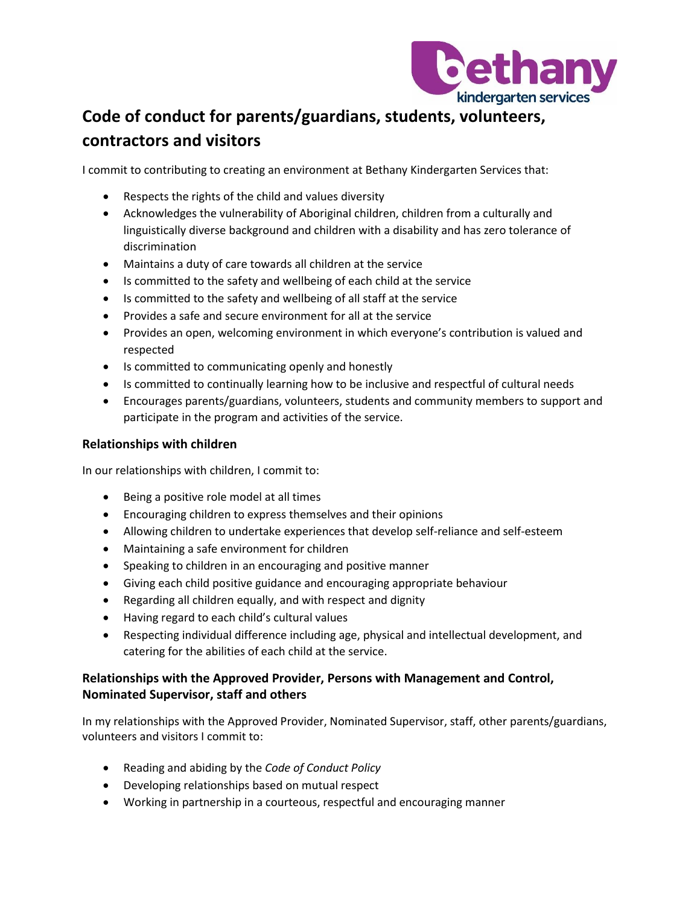# Code of conduct for parents/guardians, students, volunteers, contractors and visitors

I commit to contributing to creating an environment at Bethany Kindergarten Services that:

- Respects the rights of the child and values diversity
- Acknowledges the vulnerability of Aboriginal children, children from a culturally and linguistically diverse background and children with a disability and has zero tolerance of discrimination
- Maintains a duty of care towards all children at the service
- Is committed to the safety and wellbeing of each child at the service
- Is committed to the safety and wellbeing of all staff at the service
- Provides a safe and secure environment for all at the service
- Provides an open, welcoming environment in which everyone's contribution is valued and respected
- Is committed to communicating openly and honestly
- Is committed to continually learning how to be inclusive and respectful of cultural needs
- Encourages parents/guardians, volunteers, students and community members to support and participate in the program and activities of the service.

### Relationships with children

In our relationships with children, I commit to:

- Being a positive role model at all times
- Encouraging children to express themselves and their opinions
- Allowing children to undertake experiences that develop self-reliance and self-esteem
- Maintaining a safe environment for children
- Speaking to children in an encouraging and positive manner
- Giving each child positive guidance and encouraging appropriate behaviour
- Regarding all children equally, and with respect and dignity
- Having regard to each child's cultural values
- Respecting individual difference including age, physical and intellectual development, and catering for the abilities of each child at the service.

### Relationships with the Approved Provider, Persons with Management and Control, Nominated Supervisor, staff and others

In my relationships with the Approved Provider, Nominated Supervisor, staff, other parents/guardians, volunteers and visitors I commit to:

- Reading and abiding by the *Code of Conduct Policy*
- Developing relationships based on mutual respect
- Working in partnership in a courteous, respectful and encouraging manner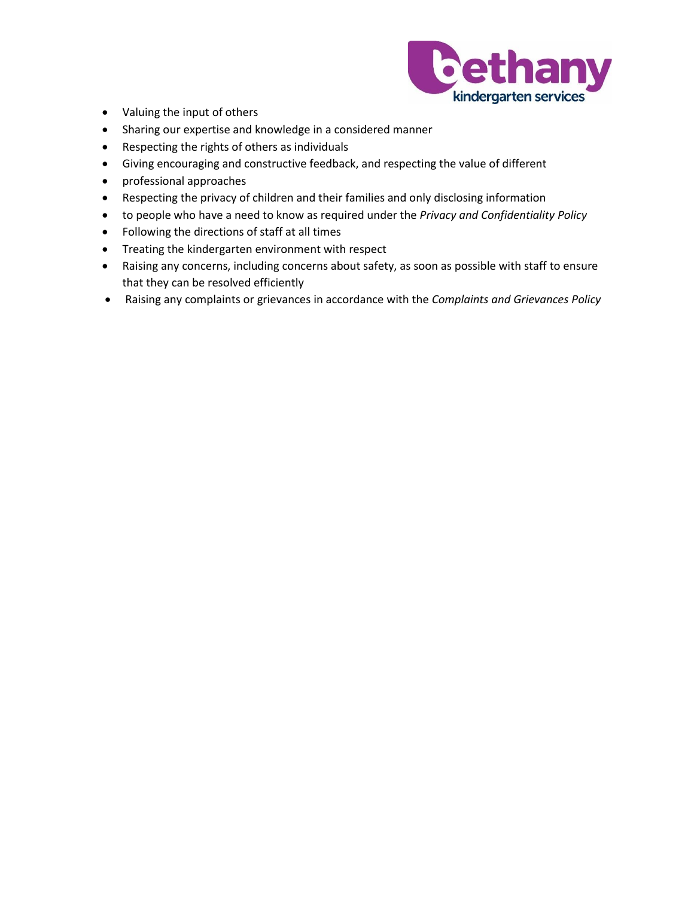- Valuing the input of others
- Sharing our expertise and knowledge in a considered manner
- Respecting the rights of others as individuals
- Giving encouraging and constructive feedback, and respecting the value of different
- professional approaches
- Respecting the privacy of children and their families and only disclosing information
- to people who have a need to know as required under the *Privacy and Confidentiality Policy*
- Following the directions of staff at all times
- Treating the kindergarten environment with respect
- Raising any concerns, including concerns about safety, as soon as possible with staff to ensure that they can be resolved efficiently
- Raising any complaints or grievances in accordance with the *Complaints and Grievances Policy*